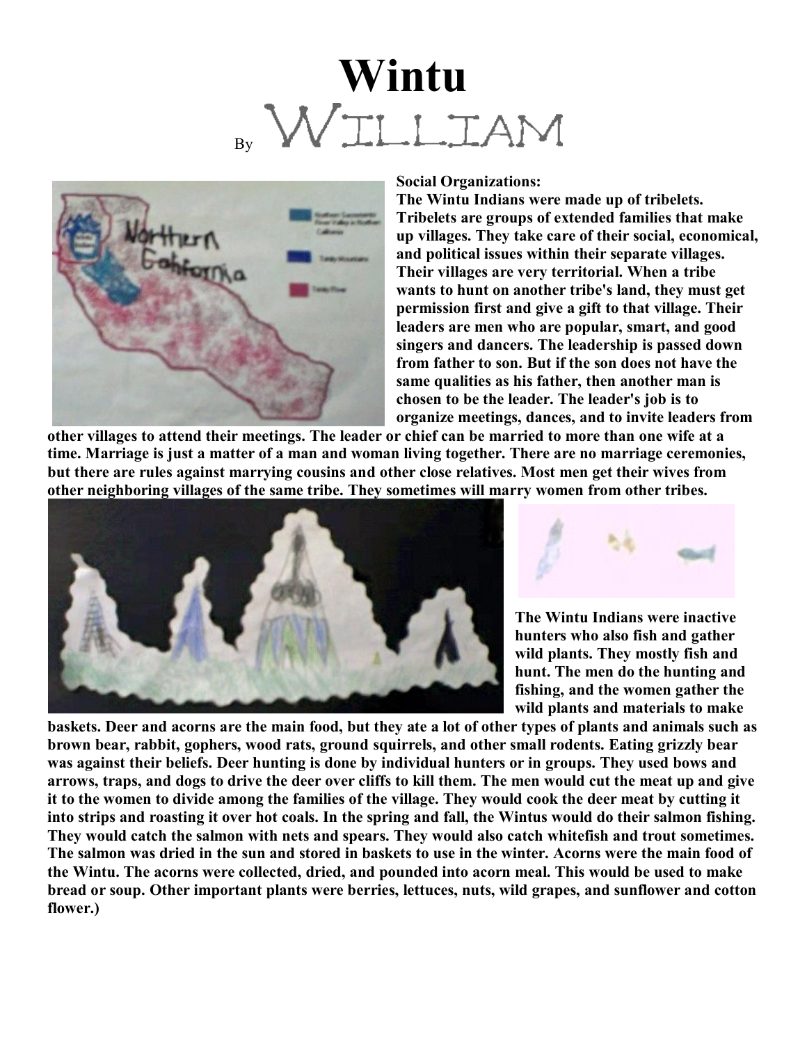# Wintu

By WILLIAM

**Social Organizations:**

**The Wintu Indians were made up of tribelets. Tribelets are groups of extended families that make up villages. They take care of their social, economical, and political issues within their separate villages. Their villages are very territorial. When a tribe wants to hunt on another tribe's land, they must get permission first and give a gift to that village. Their leaders are men who are popular, smart, and good singers and dancers. The leadership is passed down from father to son. But if the son does not have the same qualities as his father, then another man is chosen to be the leader. The leader's job is to organize meetings, dances, and to invite leaders from other villages to attend their meetings. The leader or chief can be married to more than one wife at a time. Marriage is just a matter of a man and woman living together. There are no marriage ceremonies, but there are rules against marrying cousins and other close relatives. Most men get their wives from other neighboring villages of the same tribe. They sometimes will marry women from other tribes.**

**The Wintu Indians were inactive hunters who also fish and gather wild plants. They mostly fish and hunt. The men do the hunting and fishing, and the women gather the wild plants and materials to make baskets. Deer and acorns are the main food, but they ate a lot of other types of plants and animals such as brown bear, rabbit, gophers, wood rats, ground squirrels, and other small rodents. Eating grizzly bear was against their beliefs. Deer hunting is done by individual hunters or in groups. They used bows and arrows, traps, and dogs to drive the deer over cliffs to kill them. The men would cut the meat up and give it to the women to divide among the families of the village. They would cook the deer meat by cutting it into strips and roasting it over hot coals. In the spring and fall, the Wintus would do their salmon fishing. They would catch the salmon with nets and spears. They would also catch whitefish and trout sometimes. The salmon was dried in the sun and stored in baskets to use in the winter. Acorns were the main food of the Wintu. The acorns were collected, dried, and pounded into acorn meal. This would be used to make bread or soup. Other important plants were berries, lettuces, nuts, wild grapes, and sunflower and cotton flower.)**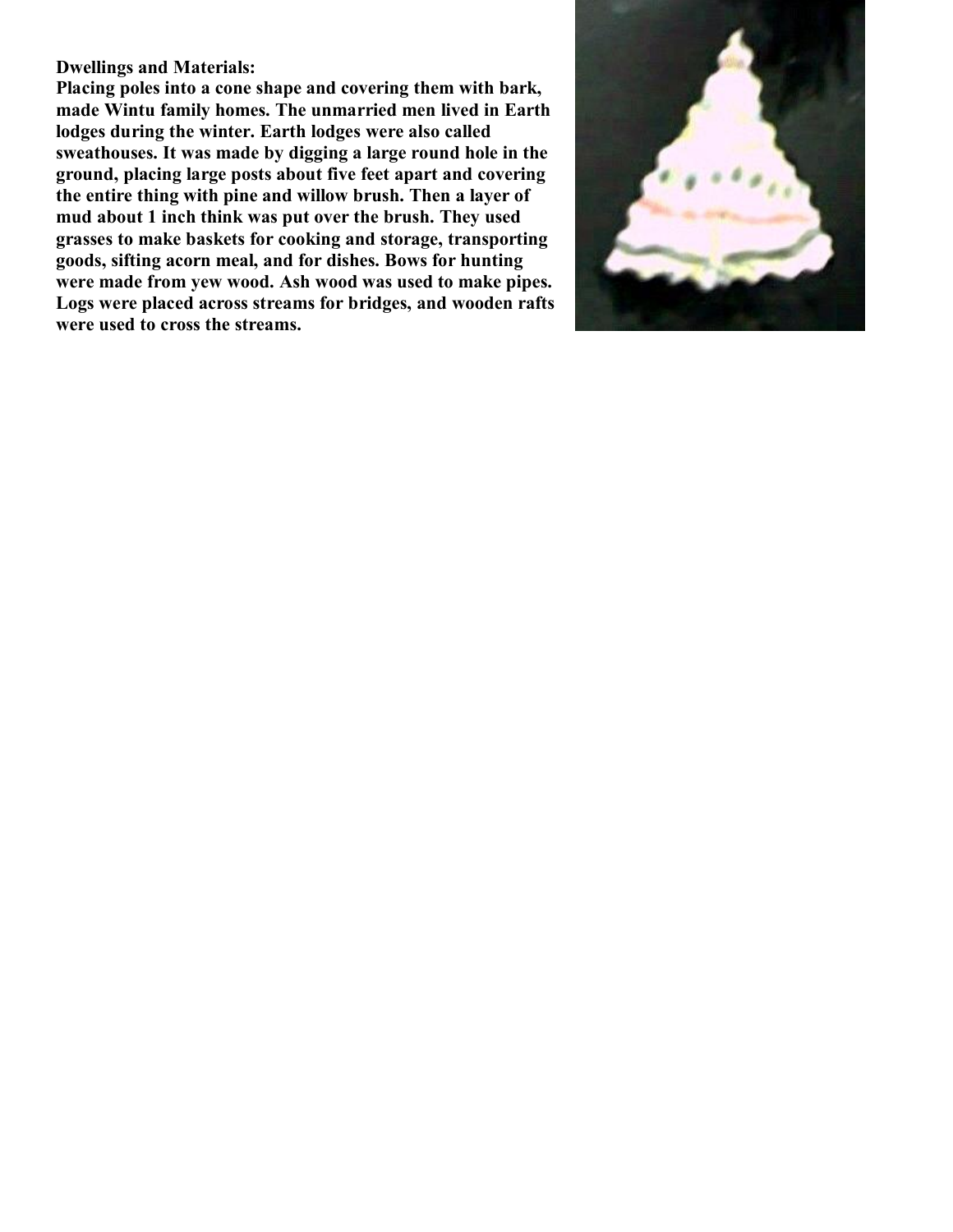**Dwellings and Materials:**

**Placing poles into a cone shape and covering them with bark, made Wintu family homes. The unmarried men lived in Earth lodges during the winter. Earth lodges were also called sweathouses. It was made by digging a large round hole in the ground, placing large posts about five feet apart and covering the entire thing with pine and willow brush. Then a layer of mud about 1 inch think was put over the brush. They used grasses to make baskets for cooking and storage, transporting goods, sifting acorn meal, and for dishes. Bows for hunting were made from yew wood. Ash wood was used to make pipes. Logs were placed across streams for bridges, and wooden rafts were used to cross the streams.**